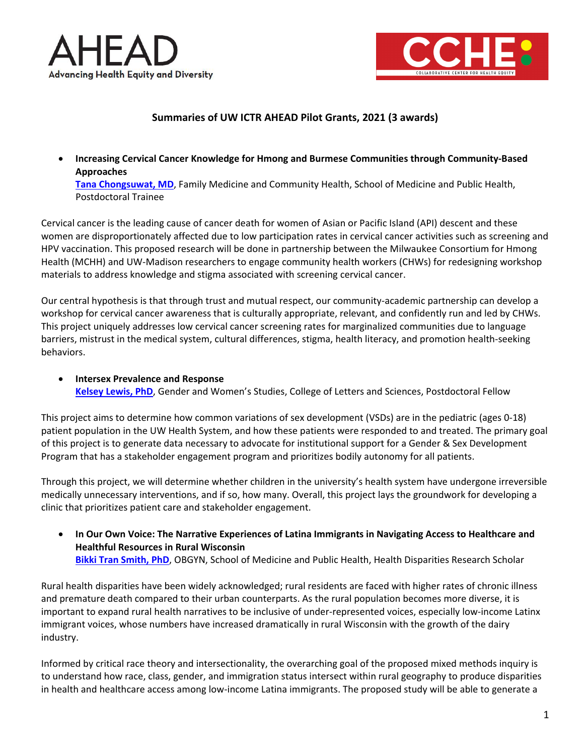AHEAD
Advancing Health Equity and Diversity

CCHE
COLLABORATIVE CENTER FOR HEALTH EQUITY

# Summaries of UW ICTR AHEAD Pilot Grants, 2021 (3 awards)

- **Increasing Cervical Cancer Knowledge for Hmong and Burmese Communities through Community-Based Approaches**
  [Tana Chongsuwat, MD](), Family Medicine and Community Health, School of Medicine and Public Health, Postdoctoral Trainee

Cervical cancer is the leading cause of cancer death for women of Asian or Pacific Island (API) descent and these women are disproportionately affected due to low participation rates in cervical cancer activities such as screening and HPV vaccination. This proposed research will be done in partnership between the Milwaukee Consortium for Hmong Health (MCHH) and UW-Madison researchers to engage community health workers (CHWs) for redesigning workshop materials to address knowledge and stigma associated with screening cervical cancer.

Our central hypothesis is that through trust and mutual respect, our community-academic partnership can develop a workshop for cervical cancer awareness that is culturally appropriate, relevant, and confidently run and led by CHWs. This project uniquely addresses low cervical cancer screening rates for marginalized communities due to language barriers, mistrust in the medical system, cultural differences, stigma, health literacy, and promotion health-seeking behaviors.

- **Intersex Prevalence and Response**
  [Kelsey Lewis, PhD](), Gender and Women's Studies, College of Letters and Sciences, Postdoctoral Fellow

This project aims to determine how common variations of sex development (VSDs) are in the pediatric (ages 0-18) patient population in the UW Health System, and how these patients were responded to and treated. The primary goal of this project is to generate data necessary to advocate for institutional support for a Gender & Sex Development Program that has a stakeholder engagement program and prioritizes bodily autonomy for all patients.

Through this project, we will determine whether children in the university's health system have undergone irreversible medically unnecessary interventions, and if so, how many. Overall, this project lays the groundwork for developing a clinic that prioritizes patient care and stakeholder engagement.

- **In Our Own Voice: The Narrative Experiences of Latina Immigrants in Navigating Access to Healthcare and Healthful Resources in Rural Wisconsin**
  [Bikki Tran Smith, PhD](), OBGYN, School of Medicine and Public Health, Health Disparities Research Scholar

Rural health disparities have been widely acknowledged; rural residents are faced with higher rates of chronic illness and premature death compared to their urban counterparts. As the rural population becomes more diverse, it is important to expand rural health narratives to be inclusive of under-represented voices, especially low-income Latinx immigrant voices, whose numbers have increased dramatically in rural Wisconsin with the growth of the dairy industry.

Informed by critical race theory and intersectionality, the overarching goal of the proposed mixed methods inquiry is to understand how race, class, gender, and immigration status intersect within rural geography to produce disparities in health and healthcare access among low-income Latina immigrants. The proposed study will be able to generate a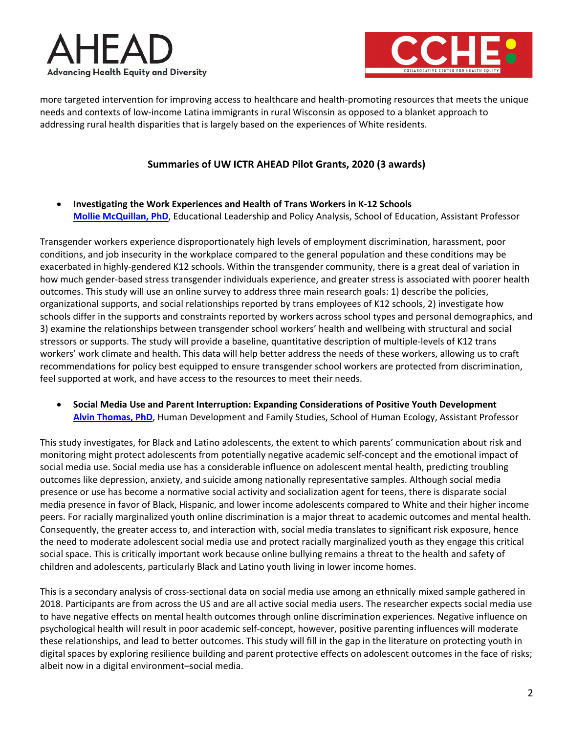more targeted intervention for improving access to healthcare and health-promoting resources that meets the unique needs and contexts of low-income Latina immigrants in rural Wisconsin as opposed to a blanket approach to addressing rural health disparities that is largely based on the experiences of White residents.

## Summaries of UW ICTR AHEAD Pilot Grants, 2020 (3 awards)

- **Investigating the Work Experiences and Health of Trans Workers in K-12 Schools**
  **Mollie McQuillan, PhD**, Educational Leadership and Policy Analysis, School of Education, Assistant Professor

Transgender workers experience disproportionately high levels of employment discrimination, harassment, poor conditions, and job insecurity in the workplace compared to the general population and these conditions may be exacerbated in highly-gendered K12 schools. Within the transgender community, there is a great deal of variation in how much gender-based stress transgender individuals experience, and greater stress is associated with poorer health outcomes. This study will use an online survey to address three main research goals: 1) describe the policies, organizational supports, and social relationships reported by trans employees of K12 schools, 2) investigate how schools differ in the supports and constraints reported by workers across school types and personal demographics, and 3) examine the relationships between transgender school workers' health and wellbeing with structural and social stressors or supports. The study will provide a baseline, quantitative description of multiple-levels of K12 trans workers' work climate and health. This data will help better address the needs of these workers, allowing us to craft recommendations for policy best equipped to ensure transgender school workers are protected from discrimination, feel supported at work, and have access to the resources to meet their needs.

- **Social Media Use and Parent Interruption: Expanding Considerations of Positive Youth Development**
  **Alvin Thomas, PhD**, Human Development and Family Studies, School of Human Ecology, Assistant Professor

This study investigates, for Black and Latino adolescents, the extent to which parents' communication about risk and monitoring might protect adolescents from potentially negative academic self-concept and the emotional impact of social media use. Social media use has a considerable influence on adolescent mental health, predicting troubling outcomes like depression, anxiety, and suicide among nationally representative samples. Although social media presence or use has become a normative social activity and socialization agent for teens, there is disparate social media presence in favor of Black, Hispanic, and lower income adolescents compared to White and their higher income peers. For racially marginalized youth online discrimination is a major threat to academic outcomes and mental health. Consequently, the greater access to, and interaction with, social media translates to significant risk exposure, hence the need to moderate adolescent social media use and protect racially marginalized youth as they engage this critical social space. This is critically important work because online bullying remains a threat to the health and safety of children and adolescents, particularly Black and Latino youth living in lower income homes.

This is a secondary analysis of cross-sectional data on social media use among an ethnically mixed sample gathered in 2018. Participants are from across the US and are all active social media users. The researcher expects social media use to have negative effects on mental health outcomes through online discrimination experiences. Negative influence on psychological health will result in poor academic self-concept, however, positive parenting influences will moderate these relationships, and lead to better outcomes. This study will fill in the gap in the literature on protecting youth in digital spaces by exploring resilience building and parent protective effects on adolescent outcomes in the face of risks; albeit now in a digital environment–social media.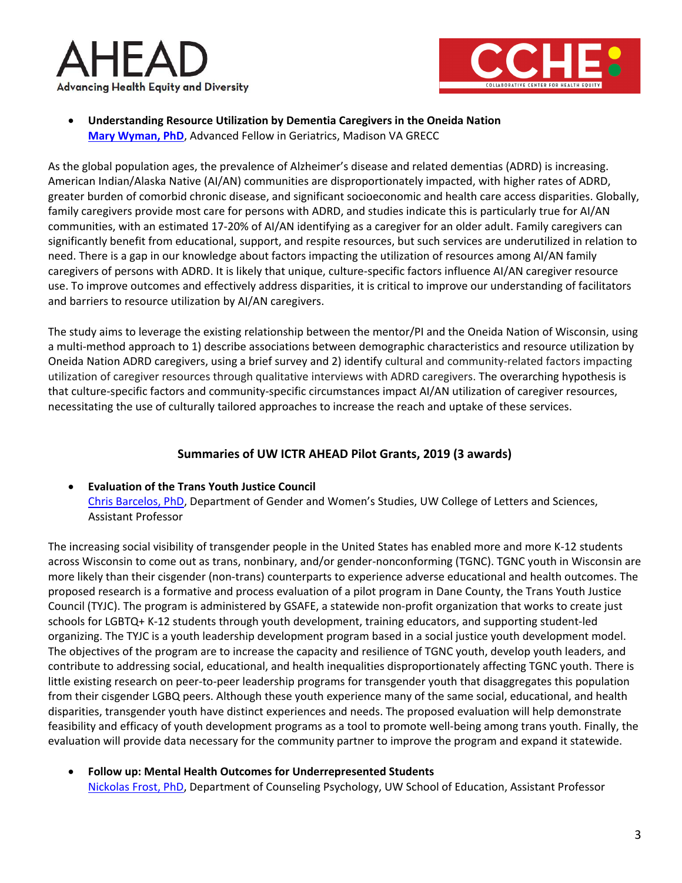- **Understanding Resource Utilization by Dementia Caregivers in the Oneida Nation**
  **Mary Wyman, PhD**, Advanced Fellow in Geriatrics, Madison VA GRECC

As the global population ages, the prevalence of Alzheimer's disease and related dementias (ADRD) is increasing. American Indian/Alaska Native (AI/AN) communities are disproportionately impacted, with higher rates of ADRD, greater burden of comorbid chronic disease, and significant socioeconomic and health care access disparities. Globally, family caregivers provide most care for persons with ADRD, and studies indicate this is particularly true for AI/AN communities, with an estimated 17-20% of AI/AN identifying as a caregiver for an older adult. Family caregivers can significantly benefit from educational, support, and respite resources, but such services are underutilized in relation to need. There is a gap in our knowledge about factors impacting the utilization of resources among AI/AN family caregivers of persons with ADRD. It is likely that unique, culture-specific factors influence AI/AN caregiver resource use. To improve outcomes and effectively address disparities, it is critical to improve our understanding of facilitators and barriers to resource utilization by AI/AN caregivers.

The study aims to leverage the existing relationship between the mentor/PI and the Oneida Nation of Wisconsin, using a multi-method approach to 1) describe associations between demographic characteristics and resource utilization by Oneida Nation ADRD caregivers, using a brief survey and 2) identify cultural and community-related factors impacting utilization of caregiver resources through qualitative interviews with ADRD caregivers. The overarching hypothesis is that culture-specific factors and community-specific circumstances impact AI/AN utilization of caregiver resources, necessitating the use of culturally tailored approaches to increase the reach and uptake of these services.

## Summaries of UW ICTR AHEAD Pilot Grants, 2019 (3 awards)

- **Evaluation of the Trans Youth Justice Council**
  Chris Barcelos, PhD, Department of Gender and Women's Studies, UW College of Letters and Sciences, Assistant Professor

The increasing social visibility of transgender people in the United States has enabled more and more K-12 students across Wisconsin to come out as trans, nonbinary, and/or gender-nonconforming (TGNC). TGNC youth in Wisconsin are more likely than their cisgender (non-trans) counterparts to experience adverse educational and health outcomes. The proposed research is a formative and process evaluation of a pilot program in Dane County, the Trans Youth Justice Council (TYJC). The program is administered by GSAFE, a statewide non-profit organization that works to create just schools for LGBTQ+ K-12 students through youth development, training educators, and supporting student-led organizing. The TYJC is a youth leadership development program based in a social justice youth development model. The objectives of the program are to increase the capacity and resilience of TGNC youth, develop youth leaders, and contribute to addressing social, educational, and health inequalities disproportionately affecting TGNC youth. There is little existing research on peer-to-peer leadership programs for transgender youth that disaggregates this population from their cisgender LGBQ peers. Although these youth experience many of the same social, educational, and health disparities, transgender youth have distinct experiences and needs. The proposed evaluation will help demonstrate feasibility and efficacy of youth development programs as a tool to promote well-being among trans youth. Finally, the evaluation will provide data necessary for the community partner to improve the program and expand it statewide.

- **Follow up: Mental Health Outcomes for Underrepresented Students**
  Nickolas Frost, PhD, Department of Counseling Psychology, UW School of Education, Assistant Professor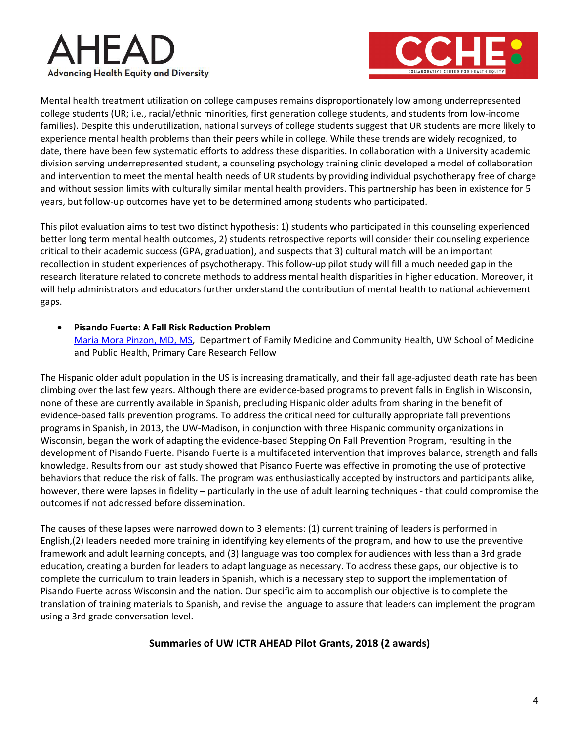Mental health treatment utilization on college campuses remains disproportionately low among underrepresented college students (UR; i.e., racial/ethnic minorities, first generation college students, and students from low-income families). Despite this underutilization, national surveys of college students suggest that UR students are more likely to experience mental health problems than their peers while in college. While these trends are widely recognized, to date, there have been few systematic efforts to address these disparities. In collaboration with a University academic division serving underrepresented student, a counseling psychology training clinic developed a model of collaboration and intervention to meet the mental health needs of UR students by providing individual psychotherapy free of charge and without session limits with culturally similar mental health providers. This partnership has been in existence for 5 years, but follow-up outcomes have yet to be determined among students who participated.

This pilot evaluation aims to test two distinct hypothesis: 1) students who participated in this counseling experienced better long term mental health outcomes, 2) students retrospective reports will consider their counseling experience critical to their academic success (GPA, graduation), and suspects that 3) cultural match will be an important recollection in student experiences of psychotherapy. This follow-up pilot study will fill a much needed gap in the research literature related to concrete methods to address mental health disparities in higher education. Moreover, it will help administrators and educators further understand the contribution of mental health to national achievement gaps.

- **Pisando Fuerte: A Fall Risk Reduction Problem**
  Maria Mora Pinzon, MD, MS, Department of Family Medicine and Community Health, UW School of Medicine and Public Health, Primary Care Research Fellow

The Hispanic older adult population in the US is increasing dramatically, and their fall age-adjusted death rate has been climbing over the last few years. Although there are evidence-based programs to prevent falls in English in Wisconsin, none of these are currently available in Spanish, precluding Hispanic older adults from sharing in the benefit of evidence-based falls prevention programs. To address the critical need for culturally appropriate fall preventions programs in Spanish, in 2013, the UW-Madison, in conjunction with three Hispanic community organizations in Wisconsin, began the work of adapting the evidence-based Stepping On Fall Prevention Program, resulting in the development of Pisando Fuerte. Pisando Fuerte is a multifaceted intervention that improves balance, strength and falls knowledge. Results from our last study showed that Pisando Fuerte was effective in promoting the use of protective behaviors that reduce the risk of falls. The program was enthusiastically accepted by instructors and participants alike, however, there were lapses in fidelity – particularly in the use of adult learning techniques - that could compromise the outcomes if not addressed before dissemination.

The causes of these lapses were narrowed down to 3 elements: (1) current training of leaders is performed in English,(2) leaders needed more training in identifying key elements of the program, and how to use the preventive framework and adult learning concepts, and (3) language was too complex for audiences with less than a 3rd grade education, creating a burden for leaders to adapt language as necessary. To address these gaps, our objective is to complete the curriculum to train leaders in Spanish, which is a necessary step to support the implementation of Pisando Fuerte across Wisconsin and the nation. Our specific aim to accomplish our objective is to complete the translation of training materials to Spanish, and revise the language to assure that leaders can implement the program using a 3rd grade conversation level.

## Summaries of UW ICTR AHEAD Pilot Grants, 2018 (2 awards)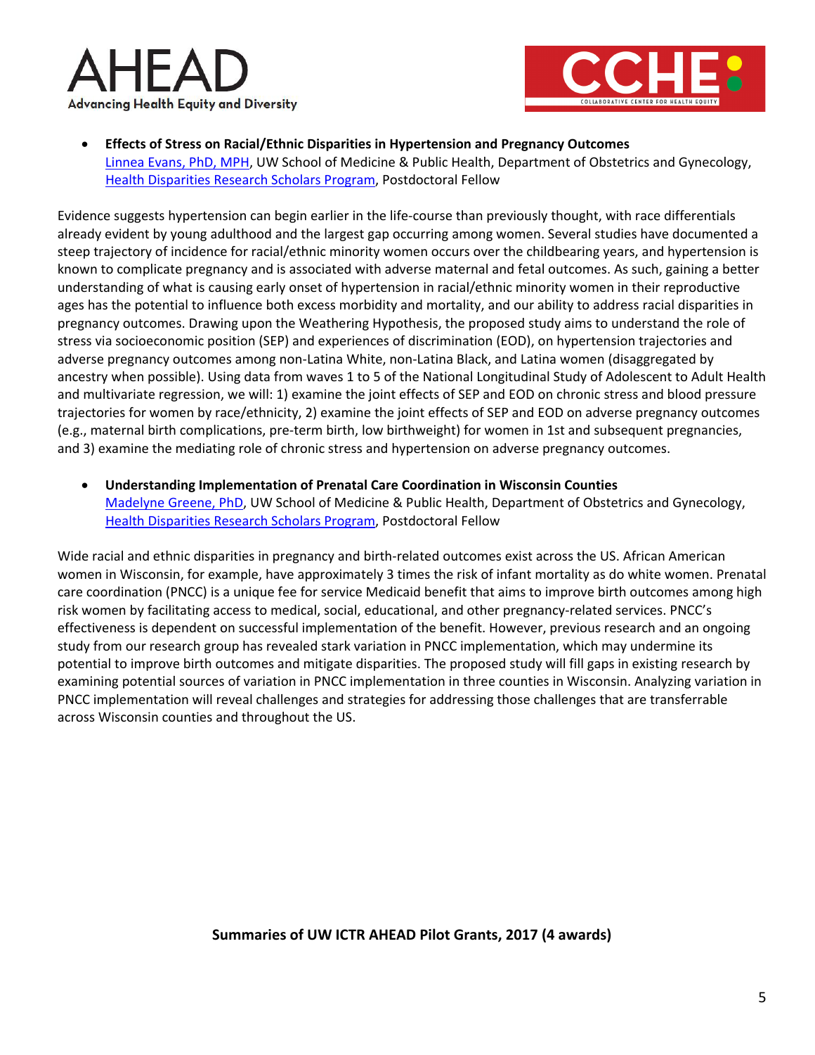- **Effects of Stress on Racial/Ethnic Disparities in Hypertension and Pregnancy Outcomes**
  Linnea Evans, PhD, MPH, UW School of Medicine & Public Health, Department of Obstetrics and Gynecology, Health Disparities Research Scholars Program, Postdoctoral Fellow

Evidence suggests hypertension can begin earlier in the life-course than previously thought, with race differentials already evident by young adulthood and the largest gap occurring among women. Several studies have documented a steep trajectory of incidence for racial/ethnic minority women occurs over the childbearing years, and hypertension is known to complicate pregnancy and is associated with adverse maternal and fetal outcomes. As such, gaining a better understanding of what is causing early onset of hypertension in racial/ethnic minority women in their reproductive ages has the potential to influence both excess morbidity and mortality, and our ability to address racial disparities in pregnancy outcomes. Drawing upon the Weathering Hypothesis, the proposed study aims to understand the role of stress via socioeconomic position (SEP) and experiences of discrimination (EOD), on hypertension trajectories and adverse pregnancy outcomes among non-Latina White, non-Latina Black, and Latina women (disaggregated by ancestry when possible). Using data from waves 1 to 5 of the National Longitudinal Study of Adolescent to Adult Health and multivariate regression, we will: 1) examine the joint effects of SEP and EOD on chronic stress and blood pressure trajectories for women by race/ethnicity, 2) examine the joint effects of SEP and EOD on adverse pregnancy outcomes (e.g., maternal birth complications, pre-term birth, low birthweight) for women in 1st and subsequent pregnancies, and 3) examine the mediating role of chronic stress and hypertension on adverse pregnancy outcomes.

- **Understanding Implementation of Prenatal Care Coordination in Wisconsin Counties**
  Madelyne Greene, PhD, UW School of Medicine & Public Health, Department of Obstetrics and Gynecology, Health Disparities Research Scholars Program, Postdoctoral Fellow

Wide racial and ethnic disparities in pregnancy and birth-related outcomes exist across the US. African American women in Wisconsin, for example, have approximately 3 times the risk of infant mortality as do white women. Prenatal care coordination (PNCC) is a unique fee for service Medicaid benefit that aims to improve birth outcomes among high risk women by facilitating access to medical, social, educational, and other pregnancy-related services. PNCC's effectiveness is dependent on successful implementation of the benefit. However, previous research and an ongoing study from our research group has revealed stark variation in PNCC implementation, which may undermine its potential to improve birth outcomes and mitigate disparities. The proposed study will fill gaps in existing research by examining potential sources of variation in PNCC implementation in three counties in Wisconsin. Analyzing variation in PNCC implementation will reveal challenges and strategies for addressing those challenges that are transferrable across Wisconsin counties and throughout the US.

## Summaries of UW ICTR AHEAD Pilot Grants, 2017 (4 awards)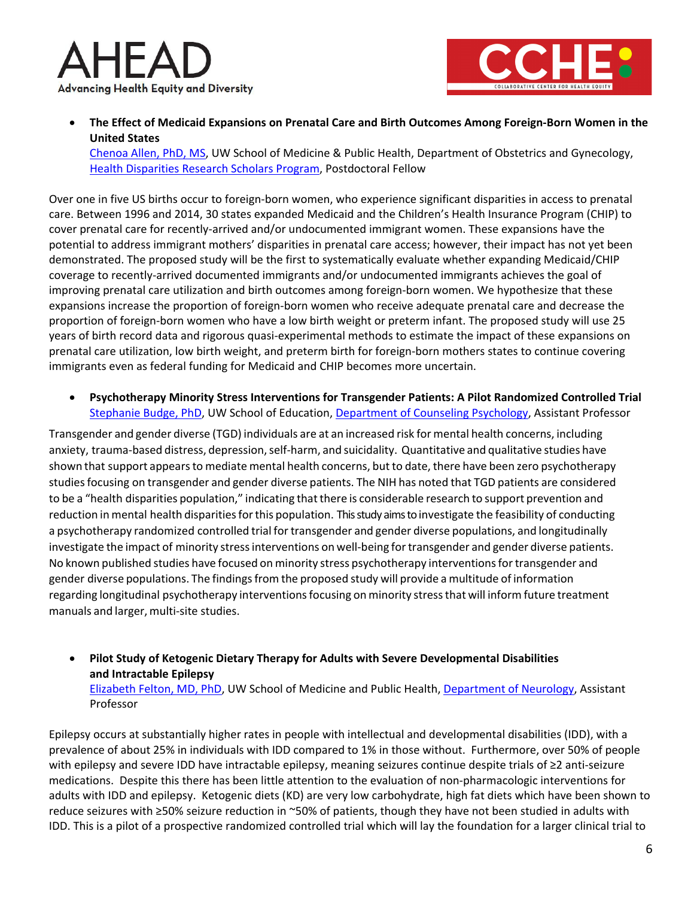- **The Effect of Medicaid Expansions on Prenatal Care and Birth Outcomes Among Foreign-Born Women in the United States**
  Chenoa Allen, PhD, MS, UW School of Medicine & Public Health, Department of Obstetrics and Gynecology, Health Disparities Research Scholars Program, Postdoctoral Fellow

Over one in five US births occur to foreign-born women, who experience significant disparities in access to prenatal care. Between 1996 and 2014, 30 states expanded Medicaid and the Children's Health Insurance Program (CHIP) to cover prenatal care for recently-arrived and/or undocumented immigrant women. These expansions have the potential to address immigrant mothers' disparities in prenatal care access; however, their impact has not yet been demonstrated. The proposed study will be the first to systematically evaluate whether expanding Medicaid/CHIP coverage to recently-arrived documented immigrants and/or undocumented immigrants achieves the goal of improving prenatal care utilization and birth outcomes among foreign-born women. We hypothesize that these expansions increase the proportion of foreign-born women who receive adequate prenatal care and decrease the proportion of foreign-born women who have a low birth weight or preterm infant. The proposed study will use 25 years of birth record data and rigorous quasi-experimental methods to estimate the impact of these expansions on prenatal care utilization, low birth weight, and preterm birth for foreign-born mothers states to continue covering immigrants even as federal funding for Medicaid and CHIP becomes more uncertain.

- **Psychotherapy Minority Stress Interventions for Transgender Patients: A Pilot Randomized Controlled Trial**
  Stephanie Budge, PhD, UW School of Education, Department of Counseling Psychology, Assistant Professor

Transgender and gender diverse (TGD) individuals are at an increased risk for mental health concerns, including anxiety, trauma-based distress, depression, self-harm, and suicidality. Quantitative and qualitative studies have shown that support appears to mediate mental health concerns, but to date, there have been zero psychotherapy studies focusing on transgender and gender diverse patients. The NIH has noted that TGD patients are considered to be a "health disparities population," indicating that there is considerable research to support prevention and reduction in mental health disparities for this population. This study aims to investigate the feasibility of conducting a psychotherapy randomized controlled trial for transgender and gender diverse populations, and longitudinally investigate the impact of minority stress interventions on well-being for transgender and gender diverse patients. No known published studies have focused on minority stress psychotherapy interventions for transgender and gender diverse populations. The findings from the proposed study will provide a multitude of information regarding longitudinal psychotherapy interventions focusing on minority stress that will inform future treatment manuals and larger, multi-site studies.

- **Pilot Study of Ketogenic Dietary Therapy for Adults with Severe Developmental Disabilities and Intractable Epilepsy**
  Elizabeth Felton, MD, PhD, UW School of Medicine and Public Health, Department of Neurology, Assistant Professor

Epilepsy occurs at substantially higher rates in people with intellectual and developmental disabilities (IDD), with a prevalence of about 25% in individuals with IDD compared to 1% in those without. Furthermore, over 50% of people with epilepsy and severe IDD have intractable epilepsy, meaning seizures continue despite trials of ≥2 anti-seizure medications. Despite this there has been little attention to the evaluation of non-pharmacologic interventions for adults with IDD and epilepsy. Ketogenic diets (KD) are very low carbohydrate, high fat diets which have been shown to reduce seizures with ≥50% seizure reduction in ~50% of patients, though they have not been studied in adults with IDD. This is a pilot of a prospective randomized controlled trial which will lay the foundation for a larger clinical trial to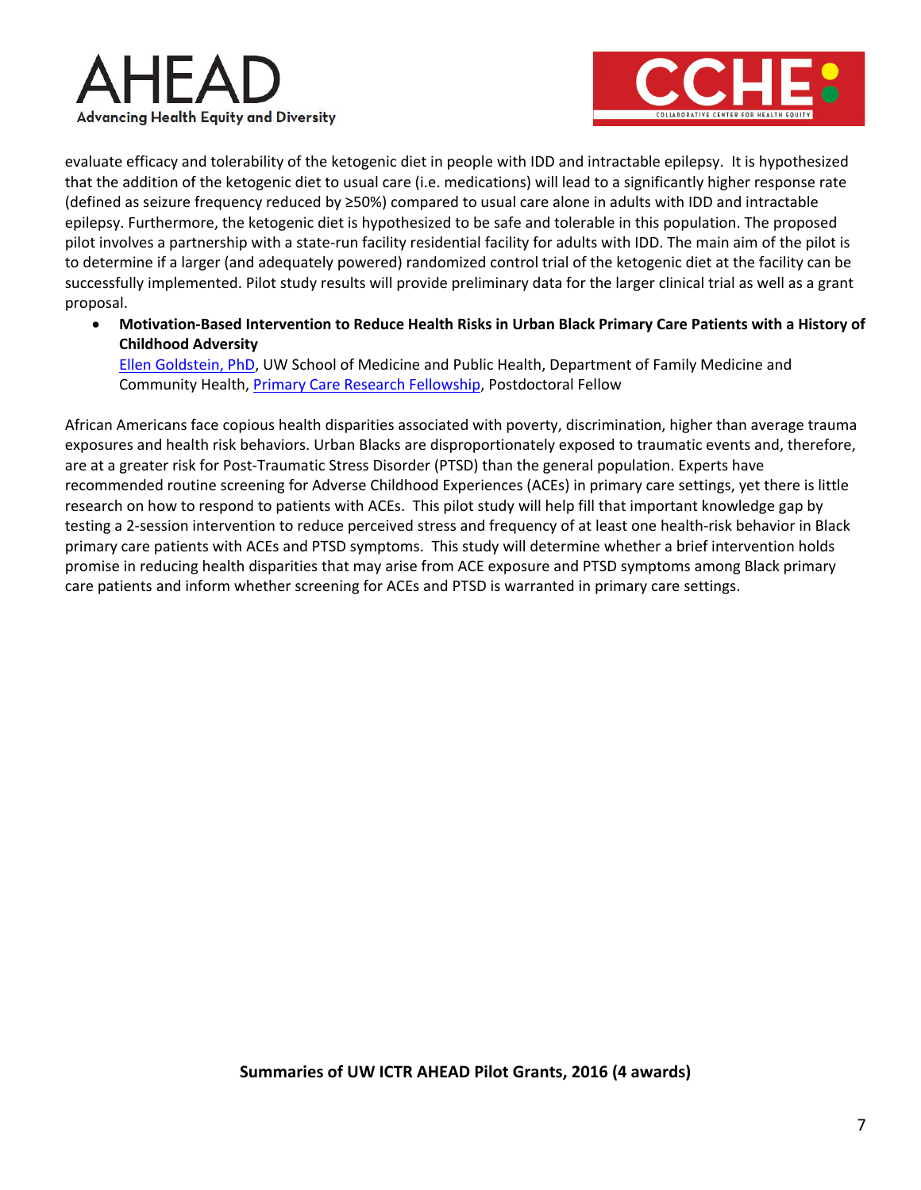evaluate efficacy and tolerability of the ketogenic diet in people with IDD and intractable epilepsy. It is hypothesized that the addition of the ketogenic diet to usual care (i.e. medications) will lead to a significantly higher response rate (defined as seizure frequency reduced by ≥50%) compared to usual care alone in adults with IDD and intractable epilepsy. Furthermore, the ketogenic diet is hypothesized to be safe and tolerable in this population. The proposed pilot involves a partnership with a state-run facility residential facility for adults with IDD. The main aim of the pilot is to determine if a larger (and adequately powered) randomized control trial of the ketogenic diet at the facility can be successfully implemented. Pilot study results will provide preliminary data for the larger clinical trial as well as a grant proposal.

- **Motivation-Based Intervention to Reduce Health Risks in Urban Black Primary Care Patients with a History of Childhood Adversity**
  Ellen Goldstein, PhD, UW School of Medicine and Public Health, Department of Family Medicine and Community Health, Primary Care Research Fellowship, Postdoctoral Fellow

African Americans face copious health disparities associated with poverty, discrimination, higher than average trauma exposures and health risk behaviors. Urban Blacks are disproportionately exposed to traumatic events and, therefore, are at a greater risk for Post-Traumatic Stress Disorder (PTSD) than the general population. Experts have recommended routine screening for Adverse Childhood Experiences (ACEs) in primary care settings, yet there is little research on how to respond to patients with ACEs. This pilot study will help fill that important knowledge gap by testing a 2-session intervention to reduce perceived stress and frequency of at least one health-risk behavior in Black primary care patients with ACEs and PTSD symptoms. This study will determine whether a brief intervention holds promise in reducing health disparities that may arise from ACE exposure and PTSD symptoms among Black primary care patients and inform whether screening for ACEs and PTSD is warranted in primary care settings.

**Summaries of UW ICTR AHEAD Pilot Grants, 2016 (4 awards)**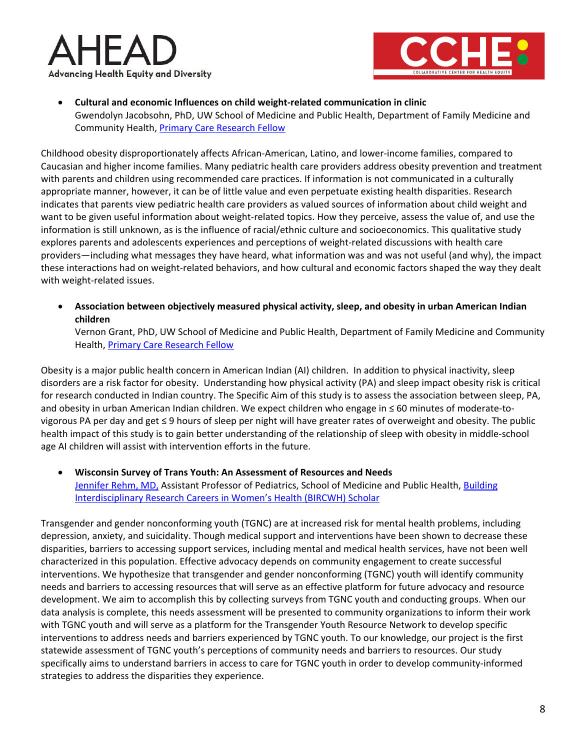- **Cultural and economic Influences on child weight-related communication in clinic**
  Gwendolyn Jacobsohn, PhD, UW School of Medicine and Public Health, Department of Family Medicine and Community Health, Primary Care Research Fellow

Childhood obesity disproportionately affects African-American, Latino, and lower-income families, compared to Caucasian and higher income families. Many pediatric health care providers address obesity prevention and treatment with parents and children using recommended care practices. If information is not communicated in a culturally appropriate manner, however, it can be of little value and even perpetuate existing health disparities. Research indicates that parents view pediatric health care providers as valued sources of information about child weight and want to be given useful information about weight-related topics. How they perceive, assess the value of, and use the information is still unknown, as is the influence of racial/ethnic culture and socioeconomics. This qualitative study explores parents and adolescents experiences and perceptions of weight-related discussions with health care providers—including what messages they have heard, what information was and was not useful (and why), the impact these interactions had on weight-related behaviors, and how cultural and economic factors shaped the way they dealt with weight-related issues.

- **Association between objectively measured physical activity, sleep, and obesity in urban American Indian children**
  Vernon Grant, PhD, UW School of Medicine and Public Health, Department of Family Medicine and Community Health, Primary Care Research Fellow

Obesity is a major public health concern in American Indian (AI) children. In addition to physical inactivity, sleep disorders are a risk factor for obesity. Understanding how physical activity (PA) and sleep impact obesity risk is critical for research conducted in Indian country. The Specific Aim of this study is to assess the association between sleep, PA, and obesity in urban American Indian children. We expect children who engage in ≤ 60 minutes of moderate-to-vigorous PA per day and get ≤ 9 hours of sleep per night will have greater rates of overweight and obesity. The public health impact of this study is to gain better understanding of the relationship of sleep with obesity in middle-school age AI children will assist with intervention efforts in the future.

- **Wisconsin Survey of Trans Youth: An Assessment of Resources and Needs**
  Jennifer Rehm, MD, Assistant Professor of Pediatrics, School of Medicine and Public Health, Building Interdisciplinary Research Careers in Women's Health (BIRCWH) Scholar

Transgender and gender nonconforming youth (TGNC) are at increased risk for mental health problems, including depression, anxiety, and suicidality. Though medical support and interventions have been shown to decrease these disparities, barriers to accessing support services, including mental and medical health services, have not been well characterized in this population. Effective advocacy depends on community engagement to create successful interventions. We hypothesize that transgender and gender nonconforming (TGNC) youth will identify community needs and barriers to accessing resources that will serve as an effective platform for future advocacy and resource development. We aim to accomplish this by collecting surveys from TGNC youth and conducting groups. When our data analysis is complete, this needs assessment will be presented to community organizations to inform their work with TGNC youth and will serve as a platform for the Transgender Youth Resource Network to develop specific interventions to address needs and barriers experienced by TGNC youth. To our knowledge, our project is the first statewide assessment of TGNC youth's perceptions of community needs and barriers to resources. Our study specifically aims to understand barriers in access to care for TGNC youth in order to develop community-informed strategies to address the disparities they experience.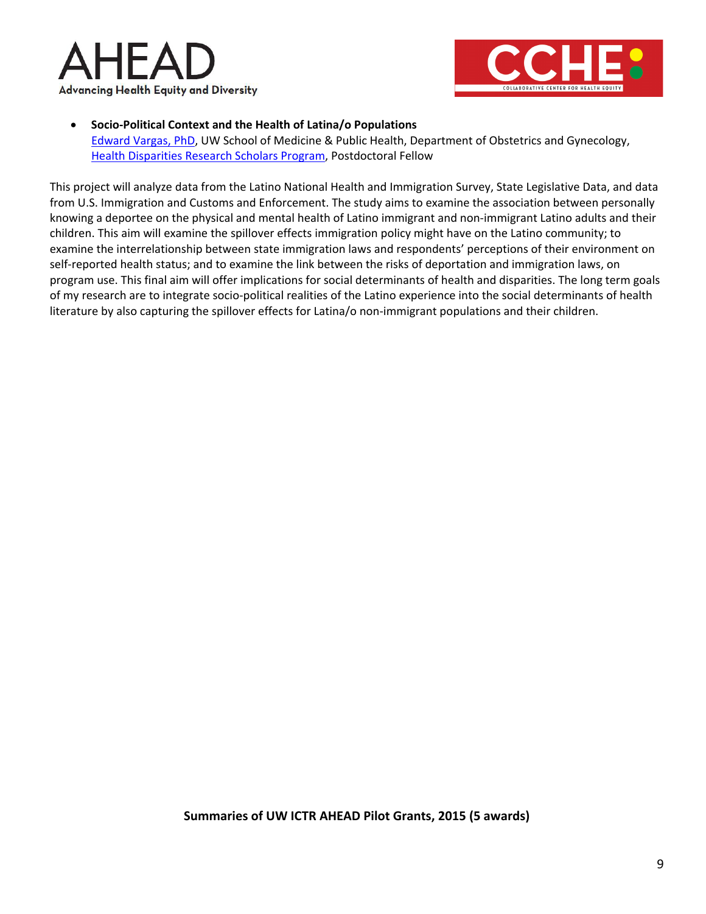- **Socio-Political Context and the Health of Latina/o Populations**
  Edward Vargas, PhD, UW School of Medicine & Public Health, Department of Obstetrics and Gynecology, Health Disparities Research Scholars Program, Postdoctoral Fellow

This project will analyze data from the Latino National Health and Immigration Survey, State Legislative Data, and data from U.S. Immigration and Customs and Enforcement. The study aims to examine the association between personally knowing a deportee on the physical and mental health of Latino immigrant and non-immigrant Latino adults and their children. This aim will examine the spillover effects immigration policy might have on the Latino community; to examine the interrelationship between state immigration laws and respondents' perceptions of their environment on self-reported health status; and to examine the link between the risks of deportation and immigration laws, on program use. This final aim will offer implications for social determinants of health and disparities. The long term goals of my research are to integrate socio-political realities of the Latino experience into the social determinants of health literature by also capturing the spillover effects for Latina/o non-immigrant populations and their children.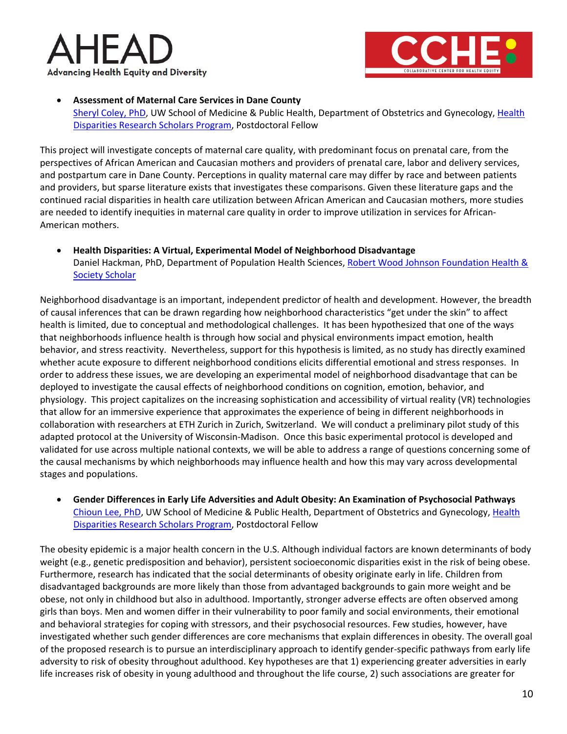- **Assessment of Maternal Care Services in Dane County**
  Sheryl Coley, PhD, UW School of Medicine & Public Health, Department of Obstetrics and Gynecology, Health Disparities Research Scholars Program, Postdoctoral Fellow

This project will investigate concepts of maternal care quality, with predominant focus on prenatal care, from the perspectives of African American and Caucasian mothers and providers of prenatal care, labor and delivery services, and postpartum care in Dane County. Perceptions in quality maternal care may differ by race and between patients and providers, but sparse literature exists that investigates these comparisons. Given these literature gaps and the continued racial disparities in health care utilization between African American and Caucasian mothers, more studies are needed to identify inequities in maternal care quality in order to improve utilization in services for African-American mothers.

- **Health Disparities: A Virtual, Experimental Model of Neighborhood Disadvantage**
  Daniel Hackman, PhD, Department of Population Health Sciences, Robert Wood Johnson Foundation Health & Society Scholar

Neighborhood disadvantage is an important, independent predictor of health and development. However, the breadth of causal inferences that can be drawn regarding how neighborhood characteristics "get under the skin" to affect health is limited, due to conceptual and methodological challenges. It has been hypothesized that one of the ways that neighborhoods influence health is through how social and physical environments impact emotion, health behavior, and stress reactivity. Nevertheless, support for this hypothesis is limited, as no study has directly examined whether acute exposure to different neighborhood conditions elicits differential emotional and stress responses. In order to address these issues, we are developing an experimental model of neighborhood disadvantage that can be deployed to investigate the causal effects of neighborhood conditions on cognition, emotion, behavior, and physiology. This project capitalizes on the increasing sophistication and accessibility of virtual reality (VR) technologies that allow for an immersive experience that approximates the experience of being in different neighborhoods in collaboration with researchers at ETH Zurich in Zurich, Switzerland. We will conduct a preliminary pilot study of this adapted protocol at the University of Wisconsin-Madison. Once this basic experimental protocol is developed and validated for use across multiple national contexts, we will be able to address a range of questions concerning some of the causal mechanisms by which neighborhoods may influence health and how this may vary across developmental stages and populations.

- **Gender Differences in Early Life Adversities and Adult Obesity: An Examination of Psychosocial Pathways**
  Chioun Lee, PhD, UW School of Medicine & Public Health, Department of Obstetrics and Gynecology, Health Disparities Research Scholars Program, Postdoctoral Fellow

The obesity epidemic is a major health concern in the U.S. Although individual factors are known determinants of body weight (e.g., genetic predisposition and behavior), persistent socioeconomic disparities exist in the risk of being obese. Furthermore, research has indicated that the social determinants of obesity originate early in life. Children from disadvantaged backgrounds are more likely than those from advantaged backgrounds to gain more weight and be obese, not only in childhood but also in adulthood. Importantly, stronger adverse effects are often observed among girls than boys. Men and women differ in their vulnerability to poor family and social environments, their emotional and behavioral strategies for coping with stressors, and their psychosocial resources. Few studies, however, have investigated whether such gender differences are core mechanisms that explain differences in obesity. The overall goal of the proposed research is to pursue an interdisciplinary approach to identify gender-specific pathways from early life adversity to risk of obesity throughout adulthood. Key hypotheses are that 1) experiencing greater adversities in early life increases risk of obesity in young adulthood and throughout the life course, 2) such associations are greater for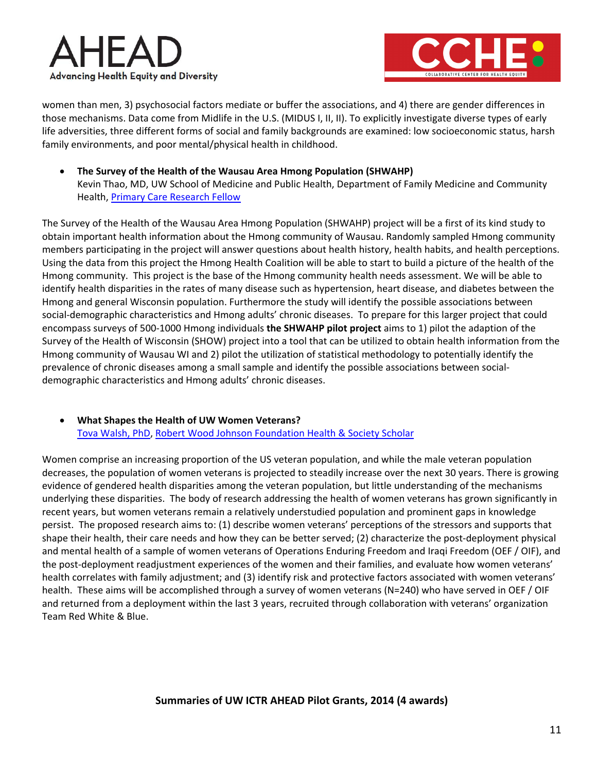women than men, 3) psychosocial factors mediate or buffer the associations, and 4) there are gender differences in those mechanisms. Data come from Midlife in the U.S. (MIDUS I, II, II). To explicitly investigate diverse types of early life adversities, three different forms of social and family backgrounds are examined: low socioeconomic status, harsh family environments, and poor mental/physical health in childhood.

- **The Survey of the Health of the Wausau Area Hmong Population (SHWAHP)**
  Kevin Thao, MD, UW School of Medicine and Public Health, Department of Family Medicine and Community Health, Primary Care Research Fellow

The Survey of the Health of the Wausau Area Hmong Population (SHWAHP) project will be a first of its kind study to obtain important health information about the Hmong community of Wausau. Randomly sampled Hmong community members participating in the project will answer questions about health history, health habits, and health perceptions. Using the data from this project the Hmong Health Coalition will be able to start to build a picture of the health of the Hmong community. This project is the base of the Hmong community health needs assessment. We will be able to identify health disparities in the rates of many disease such as hypertension, heart disease, and diabetes between the Hmong and general Wisconsin population. Furthermore the study will identify the possible associations between social-demographic characteristics and Hmong adults' chronic diseases. To prepare for this larger project that could encompass surveys of 500-1000 Hmong individuals **the SHWAHP pilot project** aims to 1) pilot the adaption of the Survey of the Health of Wisconsin (SHOW) project into a tool that can be utilized to obtain health information from the Hmong community of Wausau WI and 2) pilot the utilization of statistical methodology to potentially identify the prevalence of chronic diseases among a small sample and identify the possible associations between social-demographic characteristics and Hmong adults' chronic diseases.

- **What Shapes the Health of UW Women Veterans?**
  Tova Walsh, PhD, Robert Wood Johnson Foundation Health & Society Scholar

Women comprise an increasing proportion of the US veteran population, and while the male veteran population decreases, the population of women veterans is projected to steadily increase over the next 30 years. There is growing evidence of gendered health disparities among the veteran population, but little understanding of the mechanisms underlying these disparities. The body of research addressing the health of women veterans has grown significantly in recent years, but women veterans remain a relatively understudied population and prominent gaps in knowledge persist. The proposed research aims to: (1) describe women veterans' perceptions of the stressors and supports that shape their health, their care needs and how they can be better served; (2) characterize the post-deployment physical and mental health of a sample of women veterans of Operations Enduring Freedom and Iraqi Freedom (OEF / OIF), and the post-deployment readjustment experiences of the women and their families, and evaluate how women veterans' health correlates with family adjustment; and (3) identify risk and protective factors associated with women veterans' health. These aims will be accomplished through a survey of women veterans (N=240) who have served in OEF / OIF and returned from a deployment within the last 3 years, recruited through collaboration with veterans' organization Team Red White & Blue.

## Summaries of UW ICTR AHEAD Pilot Grants, 2014 (4 awards)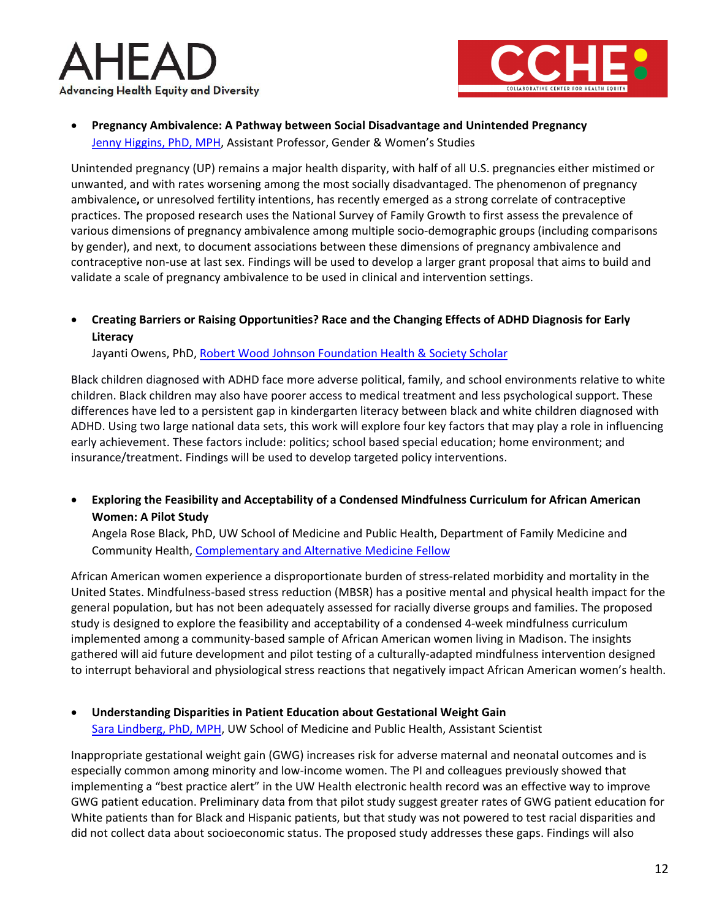- **Pregnancy Ambivalence: A Pathway between Social Disadvantage and Unintended Pregnancy**
  Jenny Higgins, PhD, MPH, Assistant Professor, Gender & Women's Studies

Unintended pregnancy (UP) remains a major health disparity, with half of all U.S. pregnancies either mistimed or unwanted, and with rates worsening among the most socially disadvantaged. The phenomenon of pregnancy ambivalence**,** or unresolved fertility intentions, has recently emerged as a strong correlate of contraceptive practices. The proposed research uses the National Survey of Family Growth to first assess the prevalence of various dimensions of pregnancy ambivalence among multiple socio-demographic groups (including comparisons by gender), and next, to document associations between these dimensions of pregnancy ambivalence and contraceptive non-use at last sex. Findings will be used to develop a larger grant proposal that aims to build and validate a scale of pregnancy ambivalence to be used in clinical and intervention settings.

- **Creating Barriers or Raising Opportunities? Race and the Changing Effects of ADHD Diagnosis for Early Literacy**
  Jayanti Owens, PhD, Robert Wood Johnson Foundation Health & Society Scholar

Black children diagnosed with ADHD face more adverse political, family, and school environments relative to white children. Black children may also have poorer access to medical treatment and less psychological support. These differences have led to a persistent gap in kindergarten literacy between black and white children diagnosed with ADHD. Using two large national data sets, this work will explore four key factors that may play a role in influencing early achievement. These factors include: politics; school based special education; home environment; and insurance/treatment. Findings will be used to develop targeted policy interventions.

- **Exploring the Feasibility and Acceptability of a Condensed Mindfulness Curriculum for African American Women: A Pilot Study**
  Angela Rose Black, PhD, UW School of Medicine and Public Health, Department of Family Medicine and Community Health, Complementary and Alternative Medicine Fellow

African American women experience a disproportionate burden of stress-related morbidity and mortality in the United States. Mindfulness-based stress reduction (MBSR) has a positive mental and physical health impact for the general population, but has not been adequately assessed for racially diverse groups and families. The proposed study is designed to explore the feasibility and acceptability of a condensed 4-week mindfulness curriculum implemented among a community-based sample of African American women living in Madison. The insights gathered will aid future development and pilot testing of a culturally-adapted mindfulness intervention designed to interrupt behavioral and physiological stress reactions that negatively impact African American women's health.

- **Understanding Disparities in Patient Education about Gestational Weight Gain**
  Sara Lindberg, PhD, MPH, UW School of Medicine and Public Health, Assistant Scientist

Inappropriate gestational weight gain (GWG) increases risk for adverse maternal and neonatal outcomes and is especially common among minority and low-income women. The PI and colleagues previously showed that implementing a "best practice alert" in the UW Health electronic health record was an effective way to improve GWG patient education. Preliminary data from that pilot study suggest greater rates of GWG patient education for White patients than for Black and Hispanic patients, but that study was not powered to test racial disparities and did not collect data about socioeconomic status. The proposed study addresses these gaps. Findings will also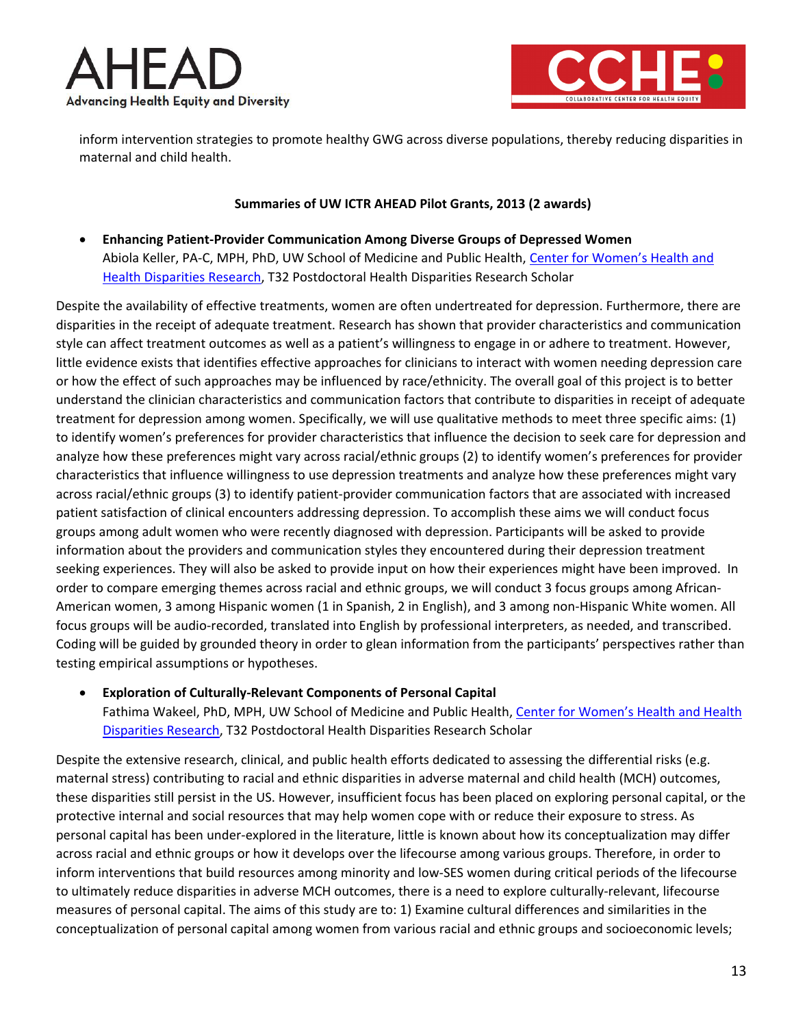inform intervention strategies to promote healthy GWG across diverse populations, thereby reducing disparities in maternal and child health.

**Summaries of UW ICTR AHEAD Pilot Grants, 2013 (2 awards)**

- **Enhancing Patient-Provider Communication Among Diverse Groups of Depressed Women**
  Abiola Keller, PA-C, MPH, PhD, UW School of Medicine and Public Health, Center for Women's Health and Health Disparities Research, T32 Postdoctoral Health Disparities Research Scholar

Despite the availability of effective treatments, women are often undertreated for depression. Furthermore, there are disparities in the receipt of adequate treatment. Research has shown that provider characteristics and communication style can affect treatment outcomes as well as a patient's willingness to engage in or adhere to treatment. However, little evidence exists that identifies effective approaches for clinicians to interact with women needing depression care or how the effect of such approaches may be influenced by race/ethnicity. The overall goal of this project is to better understand the clinician characteristics and communication factors that contribute to disparities in receipt of adequate treatment for depression among women. Specifically, we will use qualitative methods to meet three specific aims: (1) to identify women's preferences for provider characteristics that influence the decision to seek care for depression and analyze how these preferences might vary across racial/ethnic groups (2) to identify women's preferences for provider characteristics that influence willingness to use depression treatments and analyze how these preferences might vary across racial/ethnic groups (3) to identify patient-provider communication factors that are associated with increased patient satisfaction of clinical encounters addressing depression. To accomplish these aims we will conduct focus groups among adult women who were recently diagnosed with depression. Participants will be asked to provide information about the providers and communication styles they encountered during their depression treatment seeking experiences. They will also be asked to provide input on how their experiences might have been improved. In order to compare emerging themes across racial and ethnic groups, we will conduct 3 focus groups among African-American women, 3 among Hispanic women (1 in Spanish, 2 in English), and 3 among non-Hispanic White women. All focus groups will be audio-recorded, translated into English by professional interpreters, as needed, and transcribed. Coding will be guided by grounded theory in order to glean information from the participants' perspectives rather than testing empirical assumptions or hypotheses.

- **Exploration of Culturally-Relevant Components of Personal Capital**
  Fathima Wakeel, PhD, MPH, UW School of Medicine and Public Health, Center for Women's Health and Health Disparities Research, T32 Postdoctoral Health Disparities Research Scholar

Despite the extensive research, clinical, and public health efforts dedicated to assessing the differential risks (e.g. maternal stress) contributing to racial and ethnic disparities in adverse maternal and child health (MCH) outcomes, these disparities still persist in the US. However, insufficient focus has been placed on exploring personal capital, or the protective internal and social resources that may help women cope with or reduce their exposure to stress. As personal capital has been under-explored in the literature, little is known about how its conceptualization may differ across racial and ethnic groups or how it develops over the lifecourse among various groups. Therefore, in order to inform interventions that build resources among minority and low-SES women during critical periods of the lifecourse to ultimately reduce disparities in adverse MCH outcomes, there is a need to explore culturally-relevant, lifecourse measures of personal capital. The aims of this study are to: 1) Examine cultural differences and similarities in the conceptualization of personal capital among women from various racial and ethnic groups and socioeconomic levels;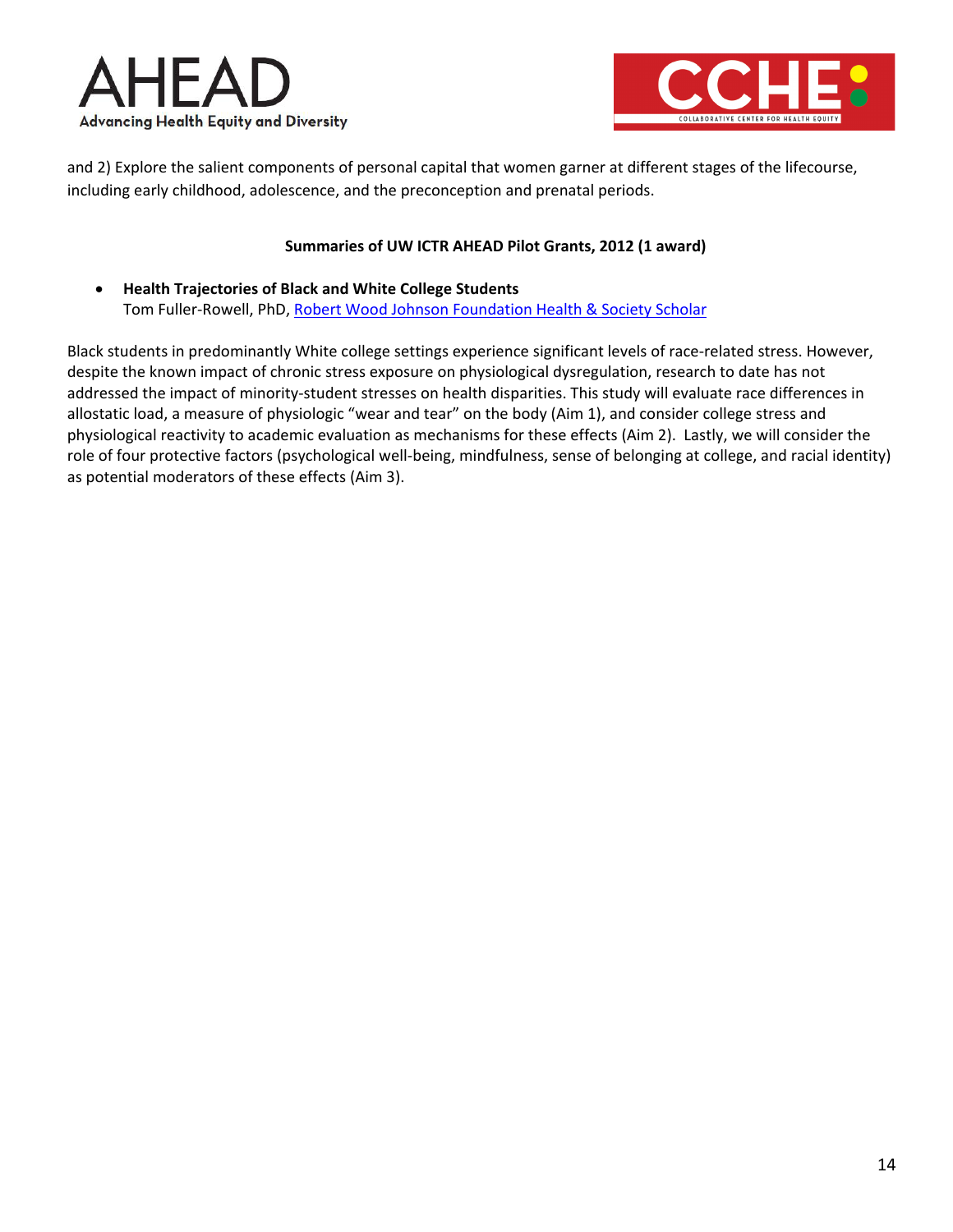and 2) Explore the salient components of personal capital that women garner at different stages of the lifecourse, including early childhood, adolescence, and the preconception and prenatal periods.

**Summaries of UW ICTR AHEAD Pilot Grants, 2012 (1 award)**

- **Health Trajectories of Black and White College Students**
  Tom Fuller-Rowell, PhD, Robert Wood Johnson Foundation Health & Society Scholar

Black students in predominantly White college settings experience significant levels of race-related stress. However, despite the known impact of chronic stress exposure on physiological dysregulation, research to date has not addressed the impact of minority-student stresses on health disparities. This study will evaluate race differences in allostatic load, a measure of physiologic "wear and tear" on the body (Aim 1), and consider college stress and physiological reactivity to academic evaluation as mechanisms for these effects (Aim 2). Lastly, we will consider the role of four protective factors (psychological well-being, mindfulness, sense of belonging at college, and racial identity) as potential moderators of these effects (Aim 3).